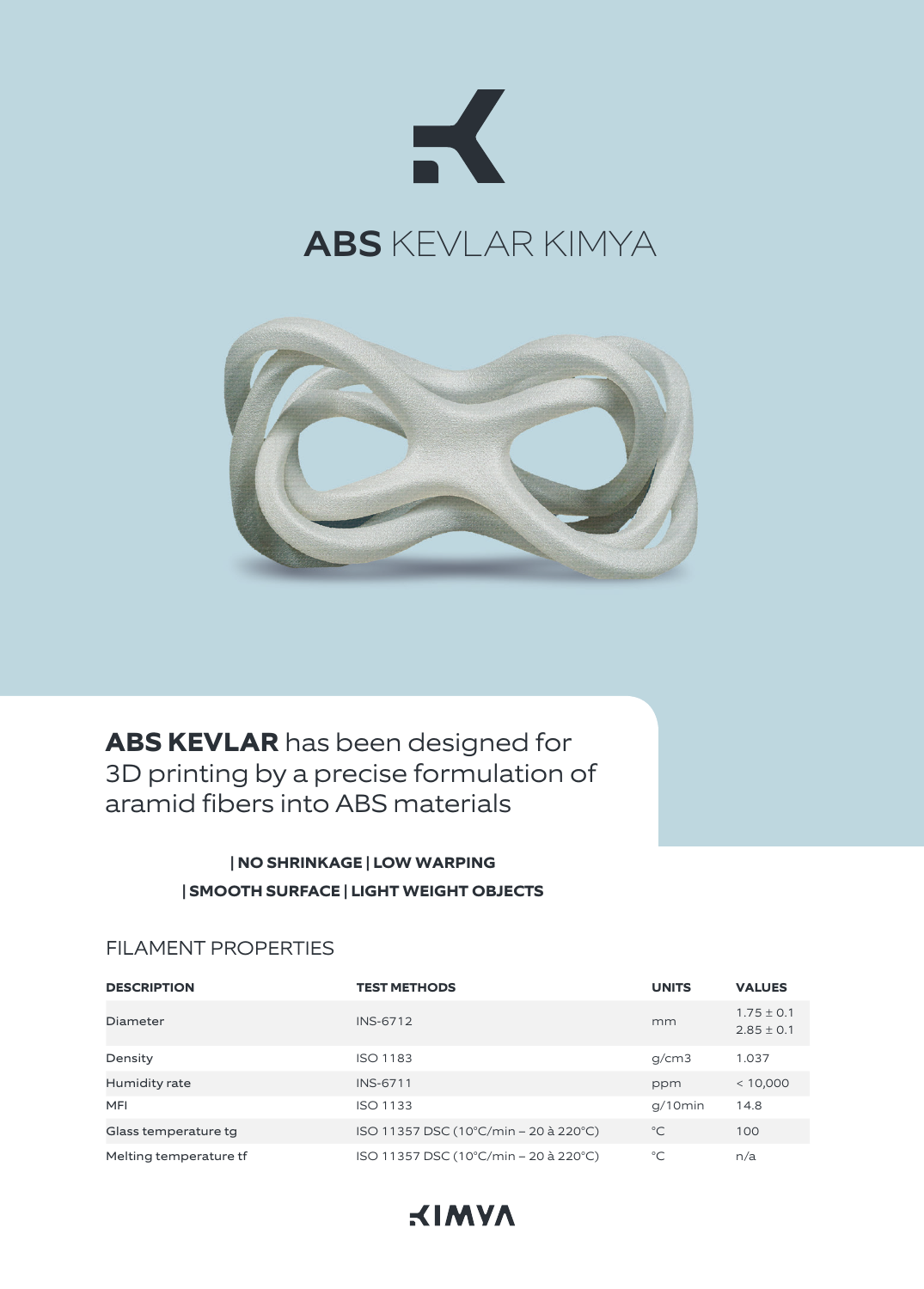# **ABS** KEVLAR KIMYA

**ABS KEVLAR** has been designed for 3D printing by a precise formulation of aramid fibers into ABS materials

**| NO SHRINKAGE | LOW WARPING**
**| SMOOTH SURFACE | LIGHT WEIGHT OBJECTS**

## FILAMENT PROPERTIES

| DESCRIPTION | TEST METHODS | UNITS | VALUES |
|---|---|---|---|
| Diameter | INS-6712 | mm | 1.75 ± 0.1<br>2.85 ± 0.1 |
| Density | ISO 1183 | g/cm3 | 1.037 |
| Humidity rate | INS-6711 | ppm | < 10,000 |
| MFI | ISO 1133 | g/10min | 14.8 |
| Glass temperature tg | ISO 11357 DSC (10°C/min – 20 à 220°C) | °C | 100 |
| Melting temperature tf | ISO 11357 DSC (10°C/min – 20 à 220°C) | °C | n/a |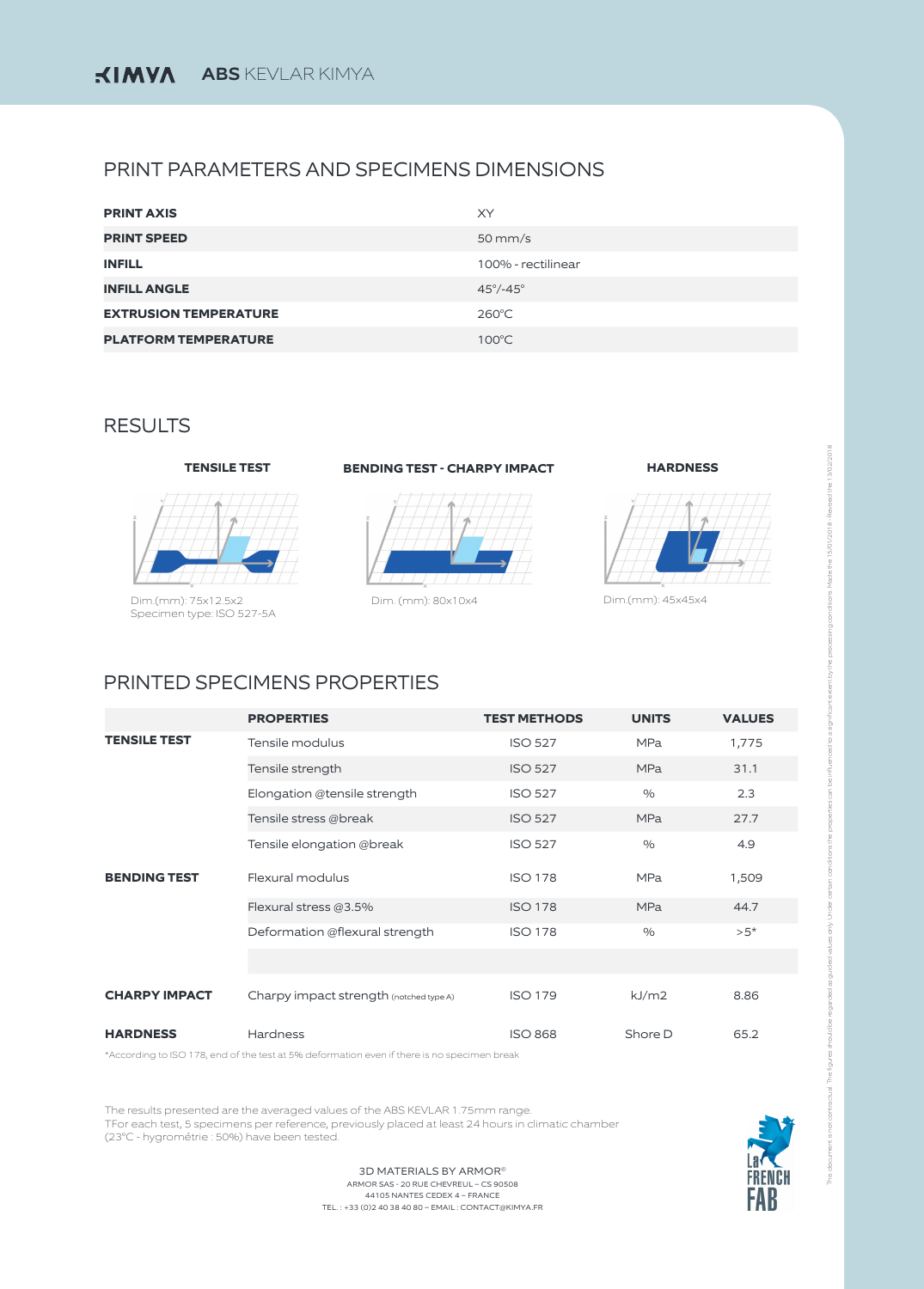# PRINT PARAMETERS AND SPECIMENS DIMENSIONS

| | |
|---|---|
| **PRINT AXIS** | XY |
| **PRINT SPEED** | 50 mm/s |
| **INFILL** | 100% - rectilinear |
| **INFILL ANGLE** | 45°/-45° |
| **EXTRUSION TEMPERATURE** | 260°C |
| **PLATFORM TEMPERATURE** | 100°C |

# RESULTS

**TENSILE TEST**

Dim.(mm): 75x12.5x2
Specimen type: ISO 527-5A

**BENDING TEST - CHARPY IMPACT**

Dim. (mm): 80x10x4

**HARDNESS**

Dim.(mm): 45x45x4

# PRINTED SPECIMENS PROPERTIES

| | PROPERTIES | TEST METHODS | UNITS | VALUES |
|---|---|---|---|---|
| **TENSILE TEST** | Tensile modulus | ISO 527 | MPa | 1,775 |
| | Tensile strength | ISO 527 | MPa | 31.1 |
| | Elongation @tensile strength | ISO 527 | % | 2.3 |
| | Tensile stress @break | ISO 527 | MPa | 27.7 |
| | Tensile elongation @break | ISO 527 | % | 4.9 |
| **BENDING TEST** | Flexural modulus | ISO 178 | MPa | 1,509 |
| | Flexural stress @3.5% | ISO 178 | MPa | 44.7 |
| | Deformation @flexural strength | ISO 178 | % | >5* |
| **CHARPY IMPACT** | Charpy impact strength (notched type A) | ISO 179 | kJ/m2 | 8.86 |
| **HARDNESS** | Hardness | ISO 868 | Shore D | 65.2 |

*According to ISO 178, end of the test at 5% deformation even if there is no specimen break

The results presented are the averaged values of the ABS KEVLAR 1.75mm range.
TFor each test, 5 specimens per reference, previously placed at least 24 hours in climatic chamber (23°C - hygrométrie : 50%) have been tested.

3D MATERIALS BY ARMOR®
ARMOR SAS - 20 RUE CHEVREUL – CS 90508
44105 NANTES CEDEX 4 – FRANCE
TEL. : +33 (0)2 40 38 40 80 – EMAIL : CONTACT@KIMYA.FR

This document is not contractual. The figures should be regarded as guided values only. Under certain conditions the properties can be influenced to a significant extent by the processing conditions. Made the 15/01/2018 - Revised the 13/02/2018